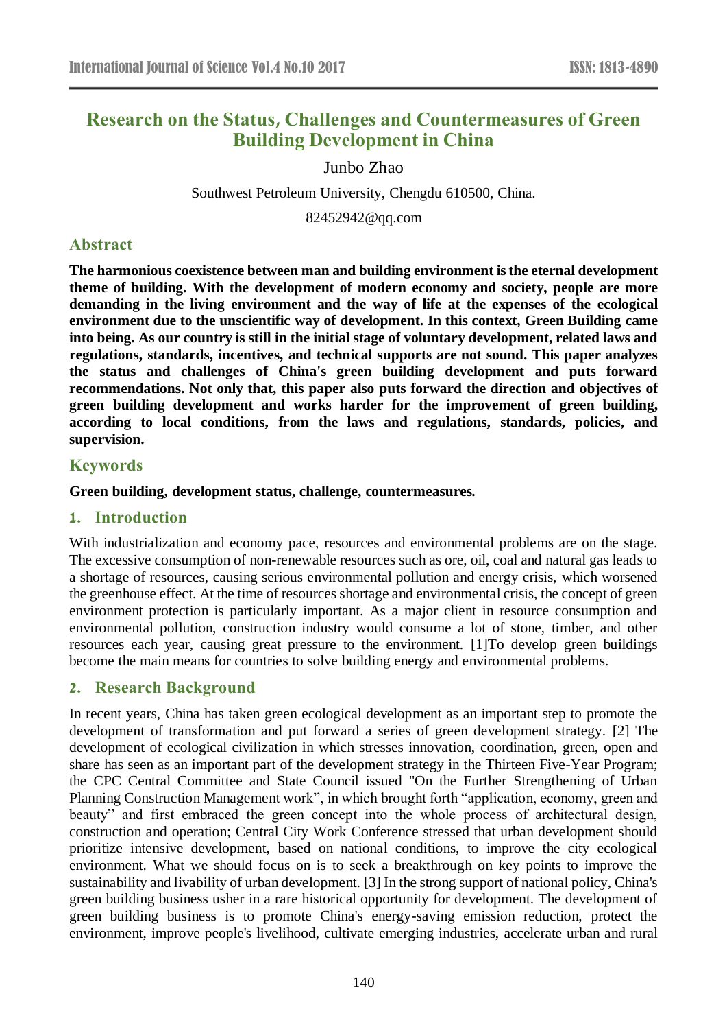# Research on the Status, Challenges and Countermeasures of Green Building Development in China

Junbo Zhao

Southwest Petroleum University, Chengdu 610500, China.

82452942@qq.com

## Abstract

**The harmonious coexistence between man and building environment is the eternal development theme of building. With the development of modern economy and society, people are more demanding in the living environment and the way of life at the expenses of the ecological environment due to the unscientific way of development. In this context, Green Building came into being. As our country is still in the initial stage of voluntary development, related laws and regulations, standards, incentives, and technical supports are not sound. This paper analyzes the status and challenges of China's green building development and puts forward recommendations. Not only that, this paper also puts forward the direction and objectives of green building development and works harder for the improvement of green building, according to local conditions, from the laws and regulations, standards, policies, and supervision.**

## Keywords

**Green building, development status, challenge, countermeasures.**

## 1. Introduction

With industrialization and economy pace, resources and environmental problems are on the stage. The excessive consumption of non-renewable resources such as ore, oil, coal and natural gas leads to a shortage of resources, causing serious environmental pollution and energy crisis, which worsened the greenhouse effect. At the time of resources shortage and environmental crisis, the concept of green environment protection is particularly important. As a major client in resource consumption and environmental pollution, construction industry would consume a lot of stone, timber, and other resources each year, causing great pressure to the environment. [1]To develop green buildings become the main means for countries to solve building energy and environmental problems.

## 2. Research Background

In recent years, China has taken green ecological development as an important step to promote the development of transformation and put forward a series of green development strategy. [2] The development of ecological civilization in which stresses innovation, coordination, green, open and share has seen as an important part of the development strategy in the Thirteen Five-Year Program; the CPC Central Committee and State Council issued "On the Further Strengthening of Urban Planning Construction Management work", in which brought forth "application, economy, green and beauty" and first embraced the green concept into the whole process of architectural design, construction and operation; Central City Work Conference stressed that urban development should prioritize intensive development, based on national conditions, to improve the city ecological environment. What we should focus on is to seek a breakthrough on key points to improve the sustainability and livability of urban development. [3] In the strong support of national policy, China's green building business usher in a rare historical opportunity for development. The development of green building business is to promote China's energy-saving emission reduction, protect the environment, improve people's livelihood, cultivate emerging industries, accelerate urban and rural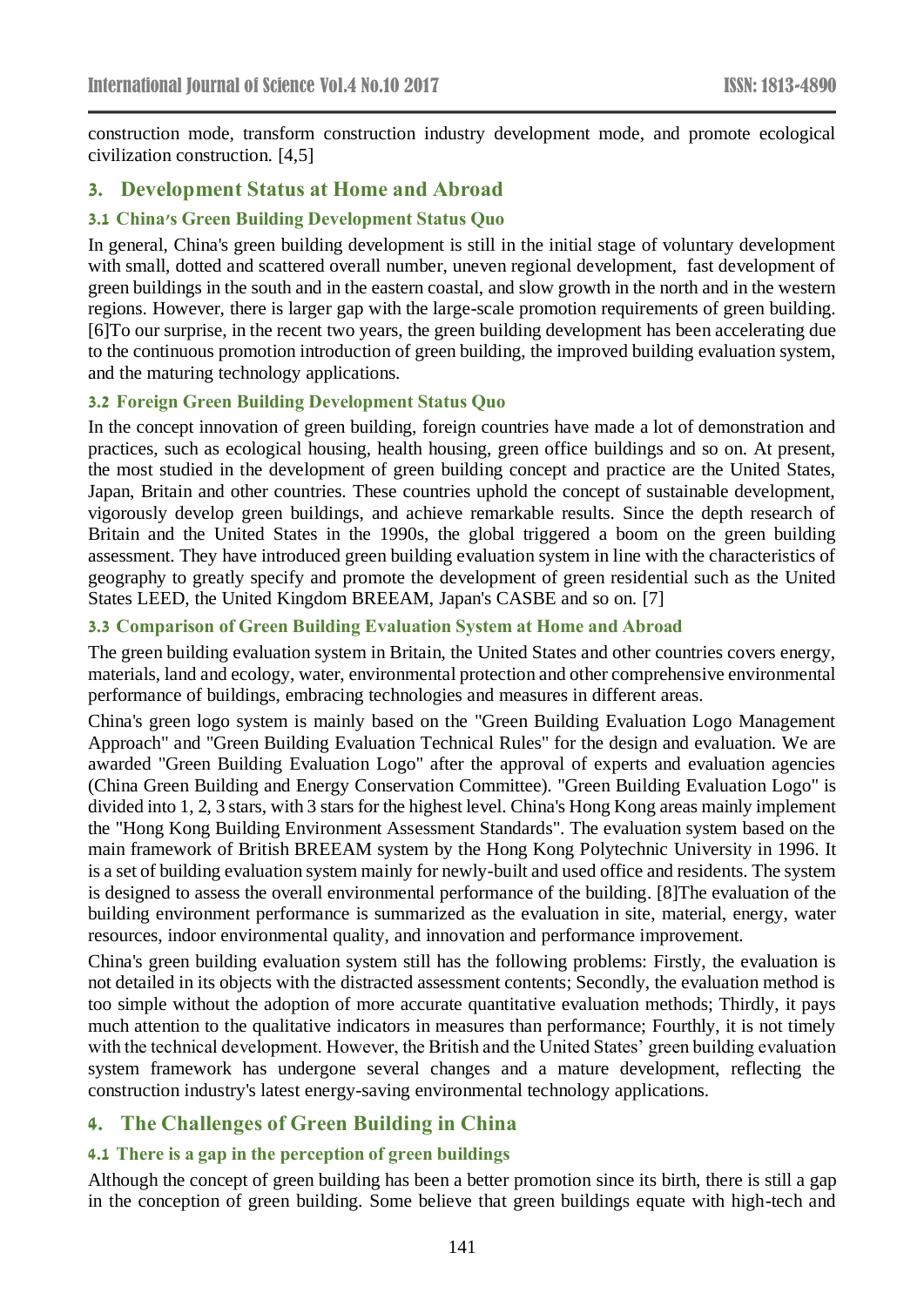construction mode, transform construction industry development mode, and promote ecological civilization construction. [4,5]

## 3. Development Status at Home and Abroad

### 3.1 China's Green Building Development Status Quo

In general, China's green building development is still in the initial stage of voluntary development with small, dotted and scattered overall number, uneven regional development, fast development of green buildings in the south and in the eastern coastal, and slow growth in the north and in the western regions. However, there is larger gap with the large-scale promotion requirements of green building. [6]To our surprise, in the recent two years, the green building development has been accelerating due to the continuous promotion introduction of green building, the improved building evaluation system, and the maturing technology applications.

### 3.2 Foreign Green Building Development Status Quo

In the concept innovation of green building, foreign countries have made a lot of demonstration and practices, such as ecological housing, health housing, green office buildings and so on. At present, the most studied in the development of green building concept and practice are the United States, Japan, Britain and other countries. These countries uphold the concept of sustainable development, vigorously develop green buildings, and achieve remarkable results. Since the depth research of Britain and the United States in the 1990s, the global triggered a boom on the green building assessment. They have introduced green building evaluation system in line with the characteristics of geography to greatly specify and promote the development of green residential such as the United States LEED, the United Kingdom BREEAM, Japan's CASBE and so on. [7]

### 3.3 Comparison of Green Building Evaluation System at Home and Abroad

The green building evaluation system in Britain, the United States and other countries covers energy, materials, land and ecology, water, environmental protection and other comprehensive environmental performance of buildings, embracing technologies and measures in different areas.

China's green logo system is mainly based on the "Green Building Evaluation Logo Management Approach" and "Green Building Evaluation Technical Rules" for the design and evaluation. We are awarded "Green Building Evaluation Logo" after the approval of experts and evaluation agencies (China Green Building and Energy Conservation Committee). "Green Building Evaluation Logo" is divided into 1, 2, 3 stars, with 3 stars for the highest level. China's Hong Kong areas mainly implement the "Hong Kong Building Environment Assessment Standards". The evaluation system based on the main framework of British BREEAM system by the Hong Kong Polytechnic University in 1996. It is a set of building evaluation system mainly for newly-built and used office and residents. The system is designed to assess the overall environmental performance of the building. [8]The evaluation of the building environment performance is summarized as the evaluation in site, material, energy, water resources, indoor environmental quality, and innovation and performance improvement.

China's green building evaluation system still has the following problems: Firstly, the evaluation is not detailed in its objects with the distracted assessment contents; Secondly, the evaluation method is too simple without the adoption of more accurate quantitative evaluation methods; Thirdly, it pays much attention to the qualitative indicators in measures than performance; Fourthly, it is not timely with the technical development. However, the British and the United States' green building evaluation system framework has undergone several changes and a mature development, reflecting the construction industry's latest energy-saving environmental technology applications.

## 4. The Challenges of Green Building in China

### 4.1 There is a gap in the perception of green buildings

Although the concept of green building has been a better promotion since its birth, there is still a gap in the conception of green building. Some believe that green buildings equate with high-tech and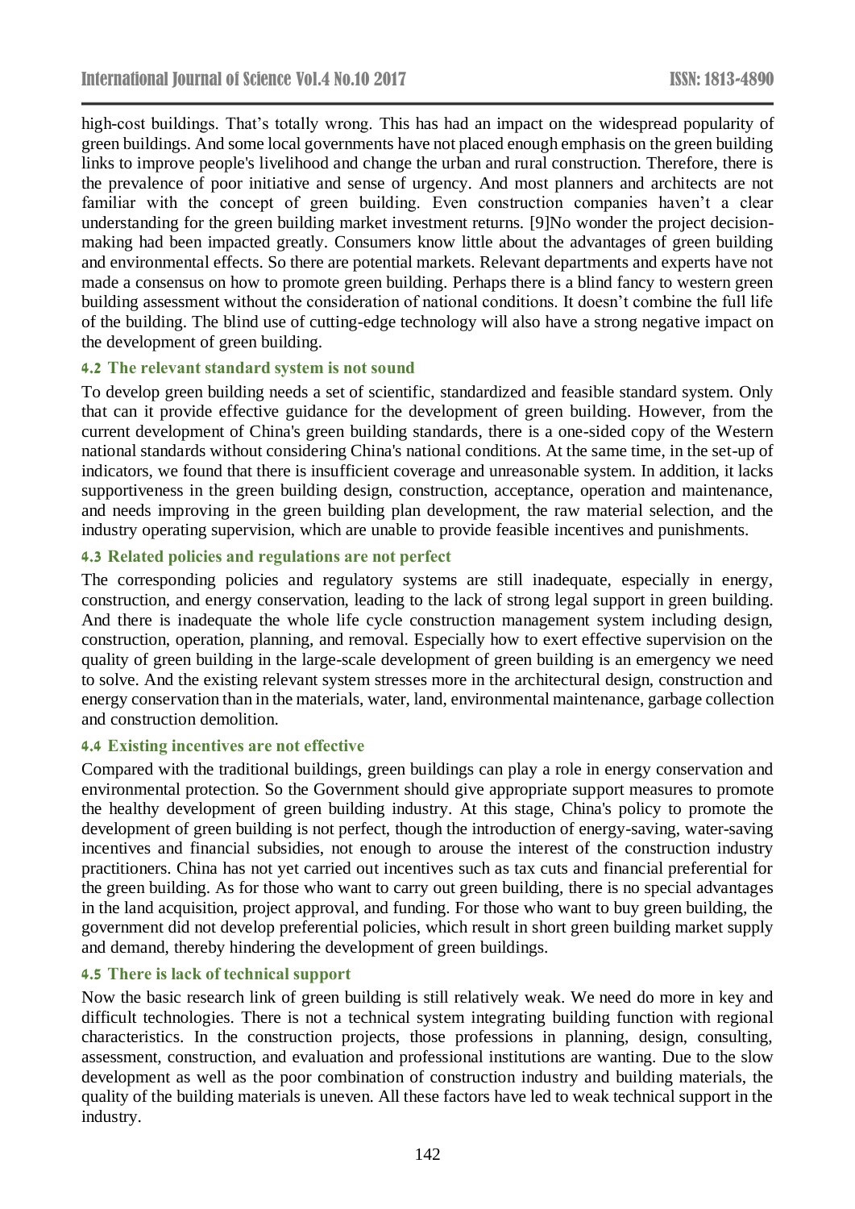high-cost buildings. That's totally wrong. This has had an impact on the widespread popularity of green buildings. And some local governments have not placed enough emphasis on the green building links to improve people's livelihood and change the urban and rural construction. Therefore, there is the prevalence of poor initiative and sense of urgency. And most planners and architects are not familiar with the concept of green building. Even construction companies haven't a clear understanding for the green building market investment returns. [9]No wonder the project decision-making had been impacted greatly. Consumers know little about the advantages of green building and environmental effects. So there are potential markets. Relevant departments and experts have not made a consensus on how to promote green building. Perhaps there is a blind fancy to western green building assessment without the consideration of national conditions. It doesn't combine the full life of the building. The blind use of cutting-edge technology will also have a strong negative impact on the development of green building.

### 4.2 The relevant standard system is not sound

To develop green building needs a set of scientific, standardized and feasible standard system. Only that can it provide effective guidance for the development of green building. However, from the current development of China's green building standards, there is a one-sided copy of the Western national standards without considering China's national conditions. At the same time, in the set-up of indicators, we found that there is insufficient coverage and unreasonable system. In addition, it lacks supportiveness in the green building design, construction, acceptance, operation and maintenance, and needs improving in the green building plan development, the raw material selection, and the industry operating supervision, which are unable to provide feasible incentives and punishments.

### 4.3 Related policies and regulations are not perfect

The corresponding policies and regulatory systems are still inadequate, especially in energy, construction, and energy conservation, leading to the lack of strong legal support in green building. And there is inadequate the whole life cycle construction management system including design, construction, operation, planning, and removal. Especially how to exert effective supervision on the quality of green building in the large-scale development of green building is an emergency we need to solve. And the existing relevant system stresses more in the architectural design, construction and energy conservation than in the materials, water, land, environmental maintenance, garbage collection and construction demolition.

### 4.4 Existing incentives are not effective

Compared with the traditional buildings, green buildings can play a role in energy conservation and environmental protection. So the Government should give appropriate support measures to promote the healthy development of green building industry. At this stage, China's policy to promote the development of green building is not perfect, though the introduction of energy-saving, water-saving incentives and financial subsidies, not enough to arouse the interest of the construction industry practitioners. China has not yet carried out incentives such as tax cuts and financial preferential for the green building. As for those who want to carry out green building, there is no special advantages in the land acquisition, project approval, and funding. For those who want to buy green building, the government did not develop preferential policies, which result in short green building market supply and demand, thereby hindering the development of green buildings.

### 4.5 There is lack of technical support

Now the basic research link of green building is still relatively weak. We need do more in key and difficult technologies. There is not a technical system integrating building function with regional characteristics. In the construction projects, those professions in planning, design, consulting, assessment, construction, and evaluation and professional institutions are wanting. Due to the slow development as well as the poor combination of construction industry and building materials, the quality of the building materials is uneven. All these factors have led to weak technical support in the industry.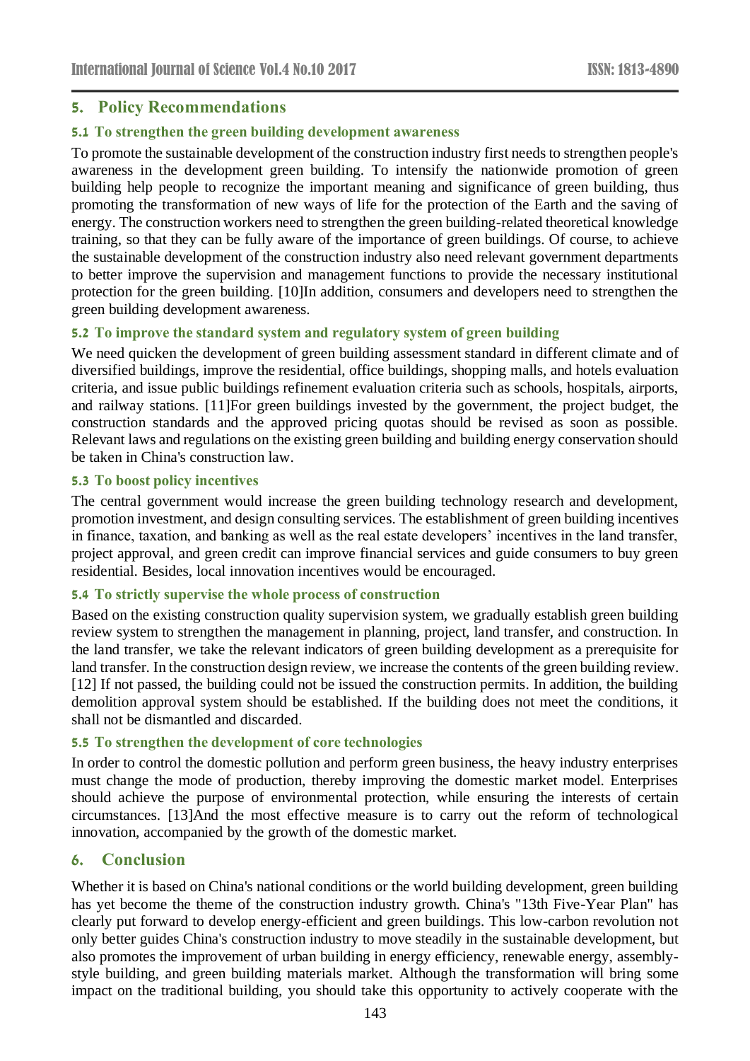## 5. Policy Recommendations

### 5.1 To strengthen the green building development awareness

To promote the sustainable development of the construction industry first needs to strengthen people's awareness in the development green building. To intensify the nationwide promotion of green building help people to recognize the important meaning and significance of green building, thus promoting the transformation of new ways of life for the protection of the Earth and the saving of energy. The construction workers need to strengthen the green building-related theoretical knowledge training, so that they can be fully aware of the importance of green buildings. Of course, to achieve the sustainable development of the construction industry also need relevant government departments to better improve the supervision and management functions to provide the necessary institutional protection for the green building. [10]In addition, consumers and developers need to strengthen the green building development awareness.

### 5.2 To improve the standard system and regulatory system of green building

We need quicken the development of green building assessment standard in different climate and of diversified buildings, improve the residential, office buildings, shopping malls, and hotels evaluation criteria, and issue public buildings refinement evaluation criteria such as schools, hospitals, airports, and railway stations. [11]For green buildings invested by the government, the project budget, the construction standards and the approved pricing quotas should be revised as soon as possible. Relevant laws and regulations on the existing green building and building energy conservation should be taken in China's construction law.

### 5.3 To boost policy incentives

The central government would increase the green building technology research and development, promotion investment, and design consulting services. The establishment of green building incentives in finance, taxation, and banking as well as the real estate developers' incentives in the land transfer, project approval, and green credit can improve financial services and guide consumers to buy green residential. Besides, local innovation incentives would be encouraged.

### 5.4 To strictly supervise the whole process of construction

Based on the existing construction quality supervision system, we gradually establish green building review system to strengthen the management in planning, project, land transfer, and construction. In the land transfer, we take the relevant indicators of green building development as a prerequisite for land transfer. In the construction design review, we increase the contents of the green building review. [12] If not passed, the building could not be issued the construction permits. In addition, the building demolition approval system should be established. If the building does not meet the conditions, it shall not be dismantled and discarded.

### 5.5 To strengthen the development of core technologies

In order to control the domestic pollution and perform green business, the heavy industry enterprises must change the mode of production, thereby improving the domestic market model. Enterprises should achieve the purpose of environmental protection, while ensuring the interests of certain circumstances. [13]And the most effective measure is to carry out the reform of technological innovation, accompanied by the growth of the domestic market.

## 6. Conclusion

Whether it is based on China's national conditions or the world building development, green building has yet become the theme of the construction industry growth. China's "13th Five-Year Plan" has clearly put forward to develop energy-efficient and green buildings. This low-carbon revolution not only better guides China's construction industry to move steadily in the sustainable development, but also promotes the improvement of urban building in energy efficiency, renewable energy, assembly-style building, and green building materials market. Although the transformation will bring some impact on the traditional building, you should take this opportunity to actively cooperate with the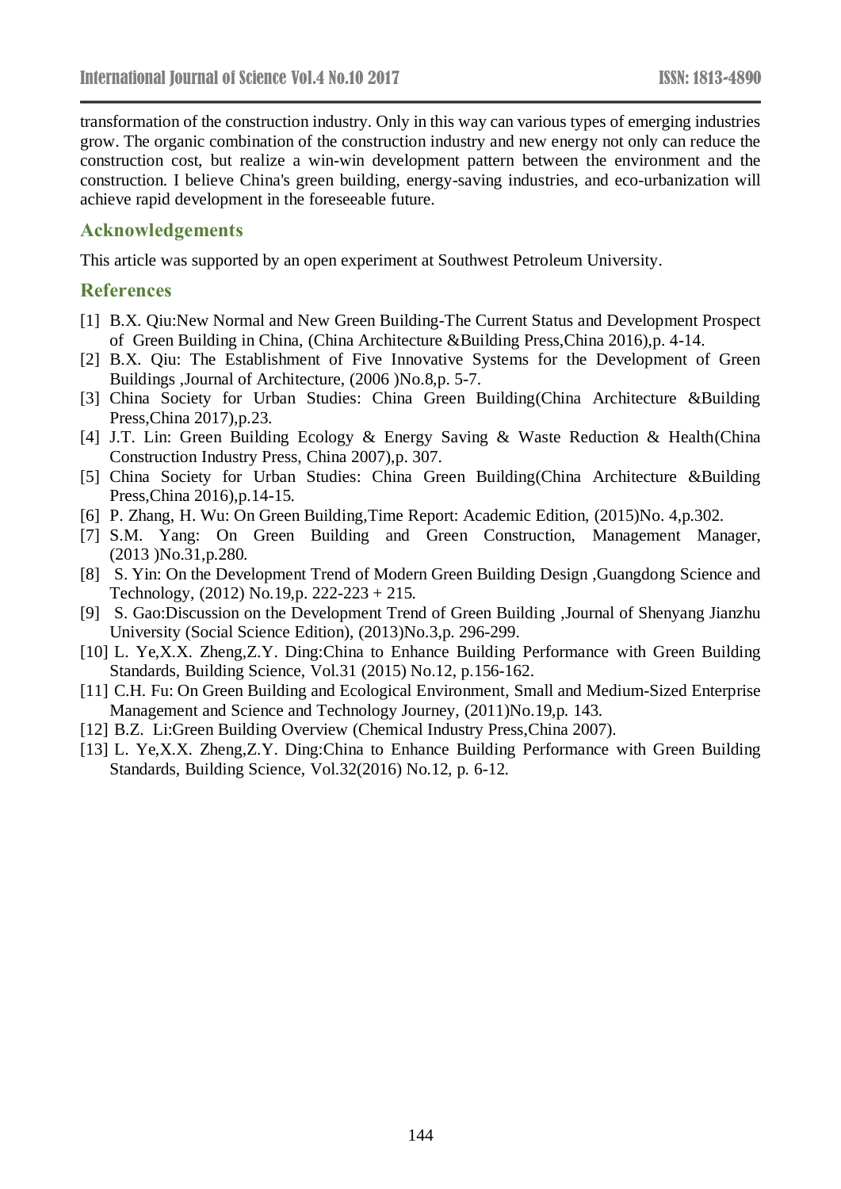transformation of the construction industry. Only in this way can various types of emerging industries grow. The organic combination of the construction industry and new energy not only can reduce the construction cost, but realize a win-win development pattern between the environment and the construction. I believe China's green building, energy-saving industries, and eco-urbanization will achieve rapid development in the foreseeable future.

## Acknowledgements

This article was supported by an open experiment at Southwest Petroleum University.

## References

[1] B.X. Qiu:New Normal and New Green Building-The Current Status and Development Prospect of Green Building in China, (China Architecture &Building Press,China 2016),p. 4-14.

[2] B.X. Qiu: The Establishment of Five Innovative Systems for the Development of Green Buildings ,Journal of Architecture, (2006 )No.8,p. 5-7.

[3] China Society for Urban Studies: China Green Building(China Architecture &Building Press,China 2017),p.23.

[4] J.T. Lin: Green Building Ecology & Energy Saving & Waste Reduction & Health(China Construction Industry Press, China 2007),p. 307.

[5] China Society for Urban Studies: China Green Building(China Architecture &Building Press,China 2016),p.14-15.

[6] P. Zhang, H. Wu: On Green Building,Time Report: Academic Edition, (2015)No. 4,p.302.

[7] S.M. Yang: On Green Building and Green Construction, Management Manager, (2013 )No.31,p.280.

[8] S. Yin: On the Development Trend of Modern Green Building Design ,Guangdong Science and Technology, (2012) No.19,p. 222-223 + 215.

[9] S. Gao:Discussion on the Development Trend of Green Building ,Journal of Shenyang Jianzhu University (Social Science Edition), (2013)No.3,p. 296-299.

[10] L. Ye,X.X. Zheng,Z.Y. Ding:China to Enhance Building Performance with Green Building Standards, Building Science, Vol.31 (2015) No.12, p.156-162.

[11] C.H. Fu: On Green Building and Ecological Environment, Small and Medium-Sized Enterprise Management and Science and Technology Journey, (2011)No.19,p. 143.

[12] B.Z. Li:Green Building Overview (Chemical Industry Press,China 2007).

[13] L. Ye,X.X. Zheng,Z.Y. Ding:China to Enhance Building Performance with Green Building Standards, Building Science, Vol.32(2016) No.12, p. 6-12.